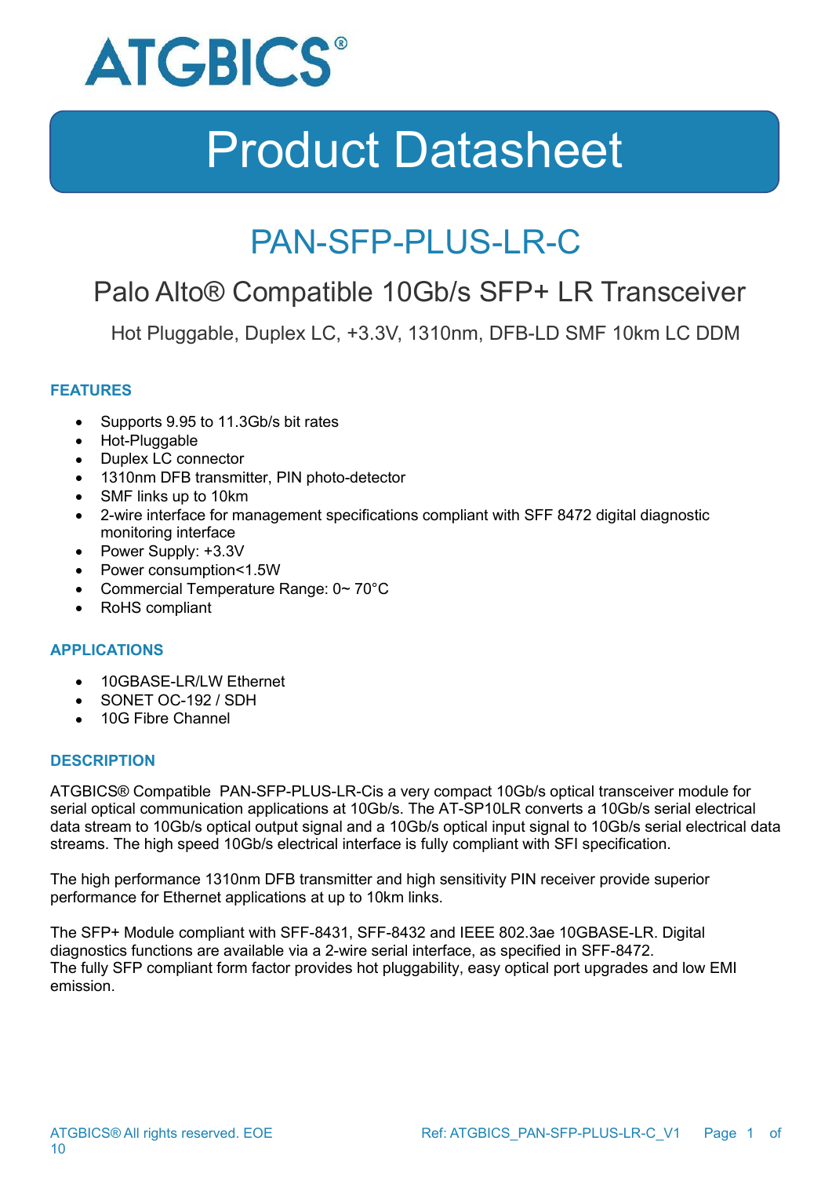ATGBICS®

# Product Datasheet

## PAN-SFP-PLUS-LR-C

### Palo Alto® Compatible 10Gb/s SFP+ LR Transceiver

Hot Pluggable, Duplex LC, +3.3V, 1310nm, DFB-LD SMF 10km LC DDM

#### FEATURES

- Supports 9.95 to 11.3Gb/s bit rates
- Hot-Pluggable
- Duplex LC connector
- 1310nm DFB transmitter, PIN photo-detector
- SMF links up to 10km
- 2-wire interface for management specifications compliant with SFF 8472 digital diagnostic monitoring interface
- Power Supply: +3.3V
- Power consumption<1.5W
- Commercial Temperature Range: 0~ 70°C
- RoHS compliant

#### APPLICATIONS

- 10GBASE-LR/LW Ethernet
- SONET OC-192 / SDH
- 10G Fibre Channel

#### DESCRIPTION

ATGBICS® Compatible  PAN-SFP-PLUS-LR-Cis a very compact 10Gb/s optical transceiver module for serial optical communication applications at 10Gb/s. The AT-SP10LR converts a 10Gb/s serial electrical data stream to 10Gb/s optical output signal and a 10Gb/s optical input signal to 10Gb/s serial electrical data streams. The high speed 10Gb/s electrical interface is fully compliant with SFI specification.

The high performance 1310nm DFB transmitter and high sensitivity PIN receiver provide superior performance for Ethernet applications at up to 10km links.

The SFP+ Module compliant with SFF-8431, SFF-8432 and IEEE 802.3ae 10GBASE-LR. Digital diagnostics functions are available via a 2-wire serial interface, as specified in SFF-8472.
The fully SFP compliant form factor provides hot pluggability, easy optical port upgrades and low EMI emission.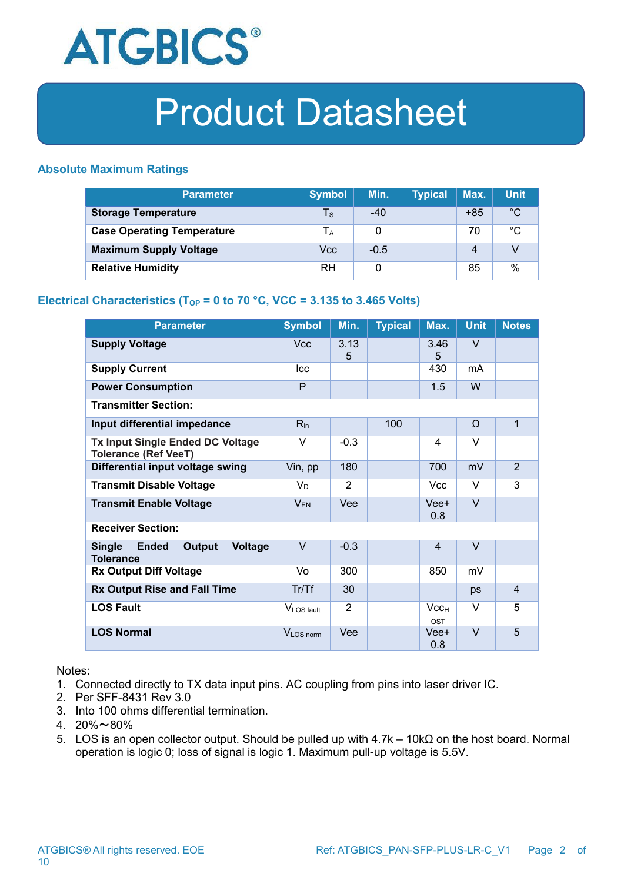## Absolute Maximum Ratings

| Parameter | Symbol | Min. | Typical | Max. | Unit |
|---|---|---|---|---|---|
| **Storage Temperature** | $T_S$ | -40 | | +85 | °C |
| **Case Operating Temperature** | $T_A$ | 0 | | 70 | °C |
| **Maximum Supply Voltage** | Vcc | -0.5 | | 4 | V |
| **Relative Humidity** | RH | 0 | | 85 | % |

## Electrical Characteristics ($T_{OP}$ = 0 to 70 °C, VCC = 3.135 to 3.465 Volts)

| Parameter | Symbol | Min. | Typical | Max. | Unit | Notes |
|---|---|---|---|---|---|---|
| **Supply Voltage** | Vcc | 3.135 | | 3.465 | V | |
| **Supply Current** | Icc | | | 430 | mA | |
| **Power Consumption** | P | | | 1.5 | W | |
| **Transmitter Section:** | | | | | | |
| **Input differential impedance** | $R_{in}$ | | 100 | | Ω | 1 |
| **Tx Input Single Ended DC Voltage Tolerance (Ref VeeT)** | V | -0.3 | | 4 | V | |
| **Differential input voltage swing** | Vin, pp | 180 | | 700 | mV | 2 |
| **Transmit Disable Voltage** | $V_D$ | 2 | | Vcc | V | 3 |
| **Transmit Enable Voltage** | $V_{EN}$ | Vee | | Vee+ 0.8 | V | |
| **Receiver Section:** | | | | | | |
| **Single Ended Output Voltage Tolerance** | V | -0.3 | | 4 | V | |
| **Rx Output Diff Voltage** | Vo | 300 | | 850 | mV | |
| **Rx Output Rise and Fall Time** | Tr/Tf | 30 | | | ps | 4 |
| **LOS Fault** | $V_{LOS\ fault}$ | 2 | | $Vcc_{HOST}$ | V | 5 |
| **LOS Normal** | $V_{LOS\ norm}$ | Vee | | Vee+ 0.8 | V | 5 |

Notes:

1. Connected directly to TX data input pins. AC coupling from pins into laser driver IC.
2. Per SFF-8431 Rev 3.0
3. Into 100 ohms differential termination.
4. 20%～80%
5. LOS is an open collector output. Should be pulled up with 4.7k – 10kΩ on the host board. Normal operation is logic 0; loss of signal is logic 1. Maximum pull-up voltage is 5.5V.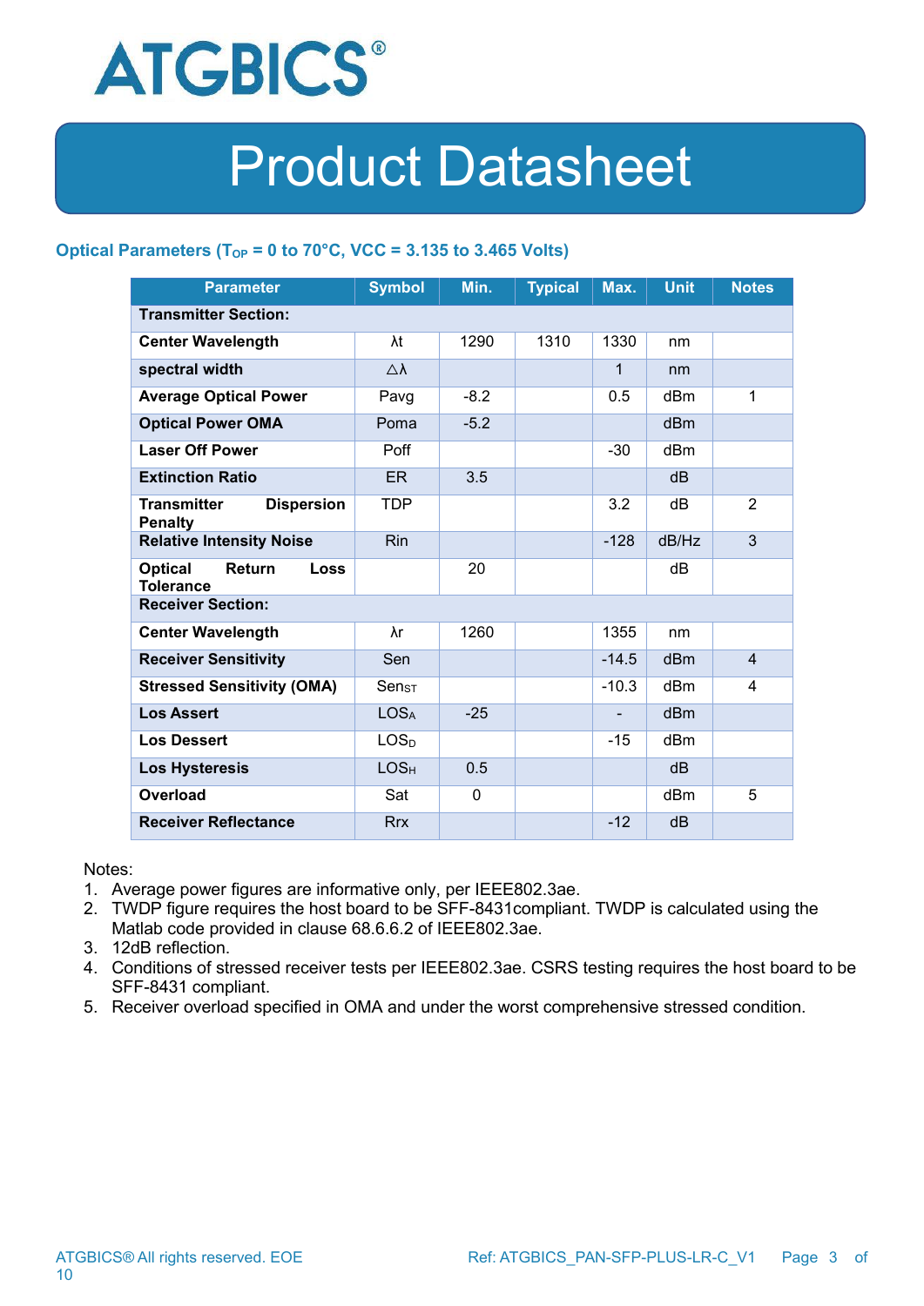ATGBICS®

# Product Datasheet

## Optical Parameters ($T_{OP}$ = 0 to 70°C, VCC = 3.135 to 3.465 Volts)

| Parameter | Symbol | Min. | Typical | Max. | Unit | Notes |
|---|---|---|---|---|---|---|
| **Transmitter Section:** | | | | | | |
| **Center Wavelength** | λt | 1290 | 1310 | 1330 | nm | |
| **spectral width** | △λ | | | 1 | nm | |
| **Average Optical Power** | Pavg | -8.2 | | 0.5 | dBm | 1 |
| **Optical Power OMA** | Poma | -5.2 | | | dBm | |
| **Laser Off Power** | Poff | | | -30 | dBm | |
| **Extinction Ratio** | ER | 3.5 | | | dB | |
| **Transmitter Dispersion Penalty** | TDP | | | 3.2 | dB | 2 |
| **Relative Intensity Noise** | Rin | | | -128 | dB/Hz | 3 |
| **Optical Return Loss Tolerance** | | 20 | | | dB | |
| **Receiver Section:** | | | | | | |
| **Center Wavelength** | λr | 1260 | | 1355 | nm | |
| **Receiver Sensitivity** | Sen | | | -14.5 | dBm | 4 |
| **Stressed Sensitivity (OMA)** | $Sen_{ST}$ | | | -10.3 | dBm | 4 |
| **Los Assert** | $LOS_A$ | -25 | | - | dBm | |
| **Los Dessert** | $LOS_D$ | | | -15 | dBm | |
| **Los Hysteresis** | $LOS_H$ | 0.5 | | | dB | |
| **Overload** | Sat | 0 | | | dBm | 5 |
| **Receiver Reflectance** | Rrx | | | -12 | dB | |

Notes:

1. Average power figures are informative only, per IEEE802.3ae.
2. TWDP figure requires the host board to be SFF-8431compliant. TWDP is calculated using the Matlab code provided in clause 68.6.6.2 of IEEE802.3ae.
3. 12dB reflection.
4. Conditions of stressed receiver tests per IEEE802.3ae. CSRS testing requires the host board to be SFF-8431 compliant.
5. Receiver overload specified in OMA and under the worst comprehensive stressed condition.

ATGBICS® All rights reserved. EOE

Ref: ATGBICS_PAN-SFP-PLUS-LR-C_V1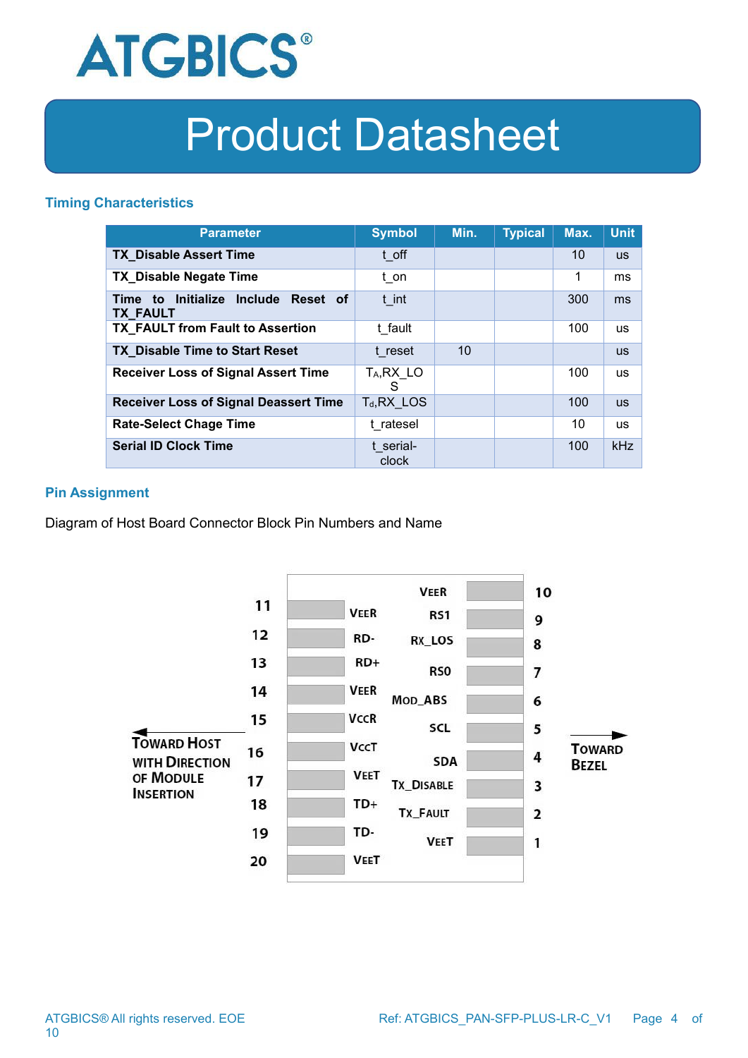## Timing Characteristics

| Parameter | Symbol | Min. | Typical | Max. | Unit |
|---|---|---|---|---|---|
| TX_Disable Assert Time | t_off | | | 10 | us |
| TX_Disable Negate Time | t_on | | | 1 | ms |
| Time to Initialize Include Reset of TX_FAULT | t_int | | | 300 | ms |
| TX_FAULT from Fault to Assertion | t_fault | | | 100 | us |
| TX_Disable Time to Start Reset | t_reset | 10 | | | us |
| Receiver Loss of Signal Assert Time | $T_A$,RX_LOS | | | 100 | us |
| Receiver Loss of Signal Deassert Time | $T_d$,RX_LOS | | | 100 | us |
| Rate-Select Chage Time | t_ratesel | | | 10 | us |
| Serial ID Clock Time | t_serial-clock | | | 100 | kHz |

## Pin Assignment

Diagram of Host Board Connector Block Pin Numbers and Name

| Pin | Name | Pin | Name |
|---|---|---|---|
| 11 | VEER | 10 | VEER |
| 12 | RD- | 9 | RS1 |
| 13 | RD+ | 8 | RX_LOS |
| 14 | VEER | 7 | RS0 |
| 15 | VCCR | 6 | MOD_ABS |
| 16 | VCCT | 5 | SCL |
| 17 | VEET | 4 | SDA |
| 18 | TD+ | 3 | TX_DISABLE |
| 19 | TD- | 2 | TX_FAULT |
| 20 | VEET | 1 | VEET |

TOWARD HOST WITH DIRECTION OF MODULE INSERTION ← → TOWARD BEZEL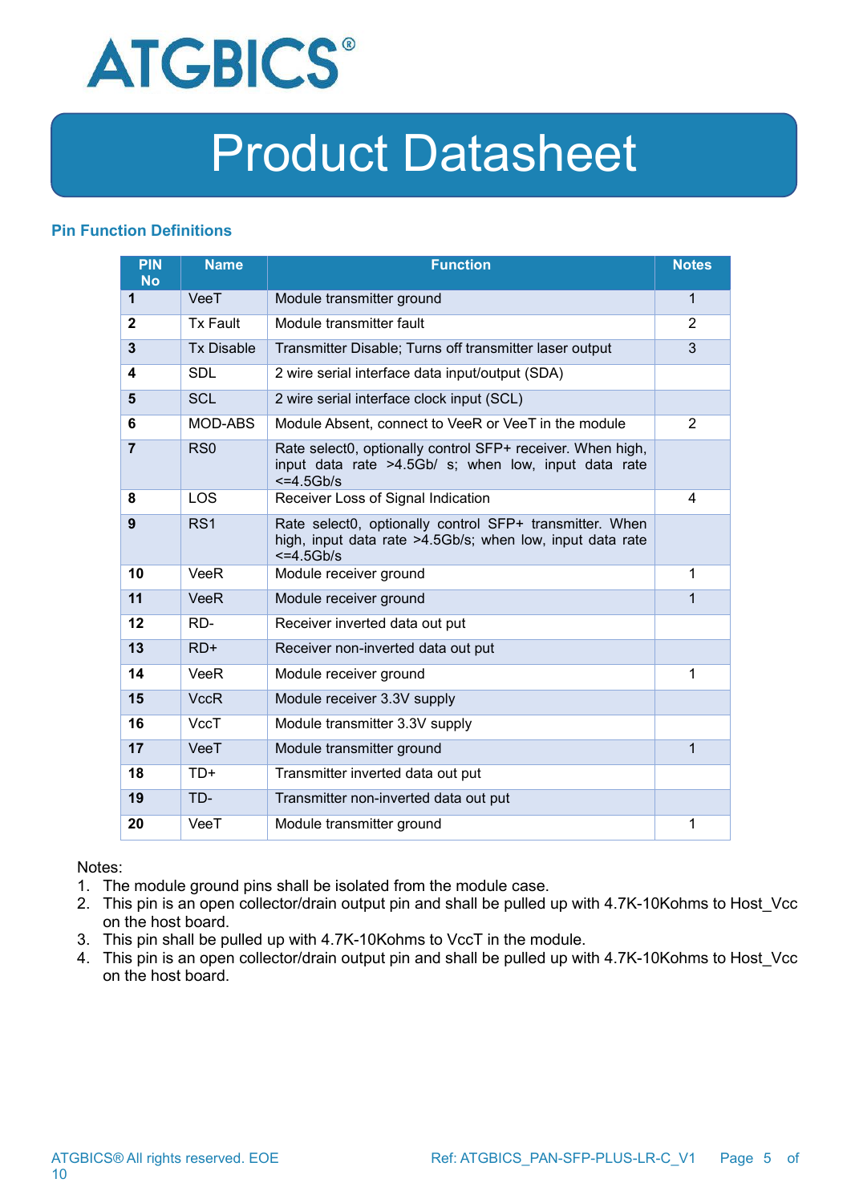## Pin Function Definitions

| PIN No | Name | Function | Notes |
|---|---|---|---|
| **1** | VeeT | Module transmitter ground | 1 |
| **2** | Tx Fault | Module transmitter fault | 2 |
| **3** | Tx Disable | Transmitter Disable; Turns off transmitter laser output | 3 |
| **4** | SDL | 2 wire serial interface data input/output (SDA) | |
| **5** | SCL | 2 wire serial interface clock input (SCL) | |
| **6** | MOD-ABS | Module Absent, connect to VeeR or VeeT in the module | 2 |
| **7** | RS0 | Rate select0, optionally control SFP+ receiver. When high, input data rate >4.5Gb/ s; when low, input data rate <=4.5Gb/s | |
| **8** | LOS | Receiver Loss of Signal Indication | 4 |
| **9** | RS1 | Rate select0, optionally control SFP+ transmitter. When high, input data rate >4.5Gb/s; when low, input data rate <=4.5Gb/s | |
| **10** | VeeR | Module receiver ground | 1 |
| **11** | VeeR | Module receiver ground | 1 |
| **12** | RD- | Receiver inverted data out put | |
| **13** | RD+ | Receiver non-inverted data out put | |
| **14** | VeeR | Module receiver ground | 1 |
| **15** | VccR | Module receiver 3.3V supply | |
| **16** | VccT | Module transmitter 3.3V supply | |
| **17** | VeeT | Module transmitter ground | 1 |
| **18** | TD+ | Transmitter inverted data out put | |
| **19** | TD- | Transmitter non-inverted data out put | |
| **20** | VeeT | Module transmitter ground | 1 |

Notes:

1. The module ground pins shall be isolated from the module case.
2. This pin is an open collector/drain output pin and shall be pulled up with 4.7K-10Kohms to Host_Vcc on the host board.
3. This pin shall be pulled up with 4.7K-10Kohms to VccT in the module.
4. This pin is an open collector/drain output pin and shall be pulled up with 4.7K-10Kohms to Host_Vcc on the host board.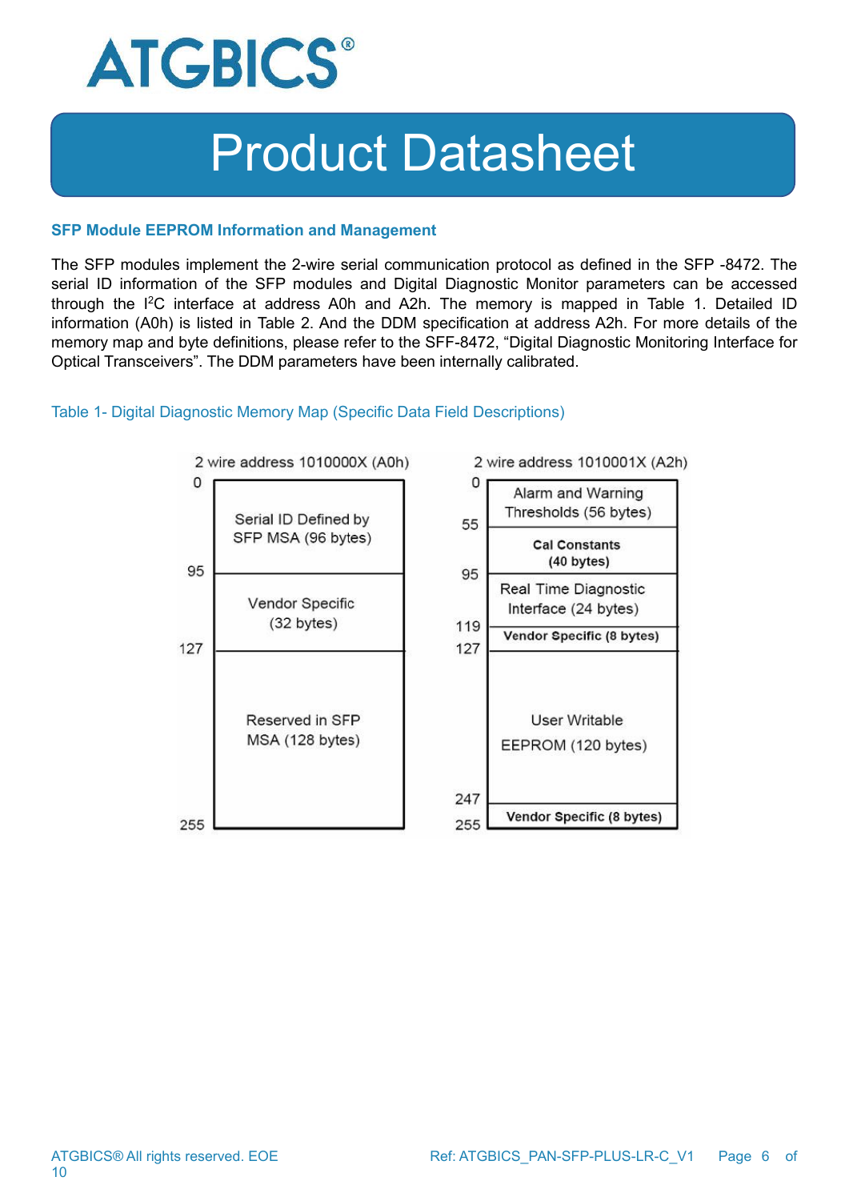## SFP Module EEPROM Information and Management

The SFP modules implement the 2-wire serial communication protocol as defined in the SFP -8472. The serial ID information of the SFP modules and Digital Diagnostic Monitor parameters can be accessed through the I[2]C interface at address A0h and A2h. The memory is mapped in Table 1. Detailed ID information (A0h) is listed in Table 2. And the DDM specification at address A2h. For more details of the memory map and byte definitions, please refer to the SFF-8472, "Digital Diagnostic Monitoring Interface for Optical Transceivers". The DDM parameters have been internally calibrated.

Table 1- Digital Diagnostic Memory Map (Specific Data Field Descriptions)

**2 wire address 1010000X (A0h)**

| Address | Content |
|---|---|
| 0–95 | Serial ID Defined by SFP MSA (96 bytes) |
| 95–127 | Vendor Specific (32 bytes) |
| 127–255 | Reserved in SFP MSA (128 bytes) |

**2 wire address 1010001X (A2h)**

| Address | Content |
|---|---|
| 0–55 | Alarm and Warning Thresholds (56 bytes) |
| 55–95 | Cal Constants (40 bytes) |
| 95–119 | Real Time Diagnostic Interface (24 bytes) |
| 119–127 | Vendor Specific (8 bytes) |
| 127–247 | User Writable EEPROM (120 bytes) |
| 247–255 | Vendor Specific (8 bytes) |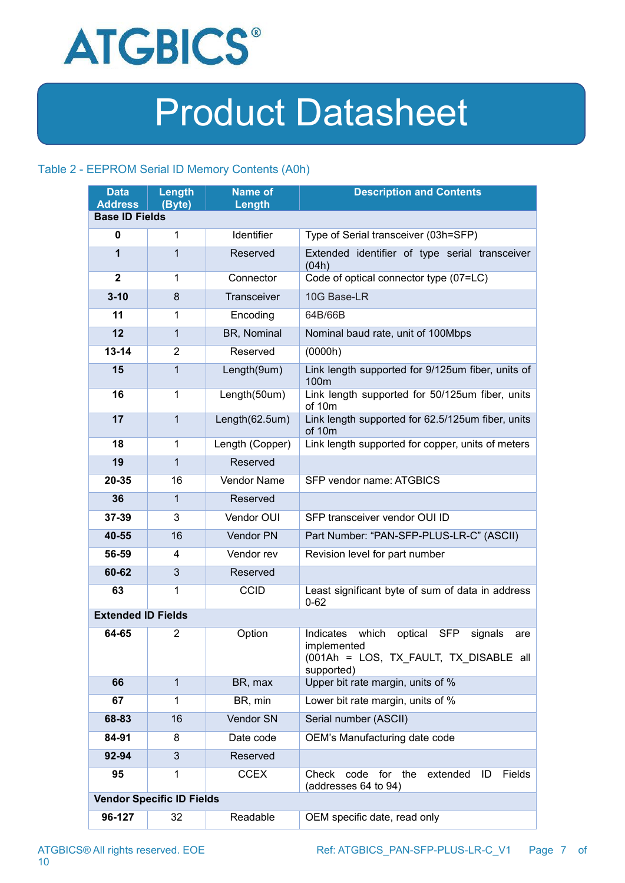Table 2 - EEPROM Serial ID Memory Contents (A0h)

| Data Address | Length (Byte) | Name of Length | Description and Contents |
|---|---|---|---|
| **Base ID Fields** | | | |
| **0** | 1 | Identifier | Type of Serial transceiver (03h=SFP) |
| **1** | 1 | Reserved | Extended identifier of type serial transceiver (04h) |
| **2** | 1 | Connector | Code of optical connector type (07=LC) |
| **3-10** | 8 | Transceiver | 10G Base-LR |
| **11** | 1 | Encoding | 64B/66B |
| **12** | 1 | BR, Nominal | Nominal baud rate, unit of 100Mbps |
| **13-14** | 2 | Reserved | (0000h) |
| **15** | 1 | Length(9um) | Link length supported for 9/125um fiber, units of 100m |
| **16** | 1 | Length(50um) | Link length supported for 50/125um fiber, units of 10m |
| **17** | 1 | Length(62.5um) | Link length supported for 62.5/125um fiber, units of 10m |
| **18** | 1 | Length (Copper) | Link length supported for copper, units of meters |
| **19** | 1 | Reserved | |
| **20-35** | 16 | Vendor Name | SFP vendor name: ATGBICS |
| **36** | 1 | Reserved | |
| **37-39** | 3 | Vendor OUI | SFP transceiver vendor OUI ID |
| **40-55** | 16 | Vendor PN | Part Number: "PAN-SFP-PLUS-LR-C" (ASCII) |
| **56-59** | 4 | Vendor rev | Revision level for part number |
| **60-62** | 3 | Reserved | |
| **63** | 1 | CCID | Least significant byte of sum of data in address 0-62 |
| **Extended ID Fields** | | | |
| **64-65** | 2 | Option | Indicates which optical SFP signals are implemented (001Ah = LOS, TX_FAULT, TX_DISABLE all supported) |
| **66** | 1 | BR, max | Upper bit rate margin, units of % |
| **67** | 1 | BR, min | Lower bit rate margin, units of % |
| **68-83** | 16 | Vendor SN | Serial number (ASCII) |
| **84-91** | 8 | Date code | OEM's Manufacturing date code |
| **92-94** | 3 | Reserved | |
| **95** | 1 | CCEX | Check code for the extended ID Fields (addresses 64 to 94) |
| **Vendor Specific ID Fields** | | | |
| **96-127** | 32 | Readable | OEM specific date, read only |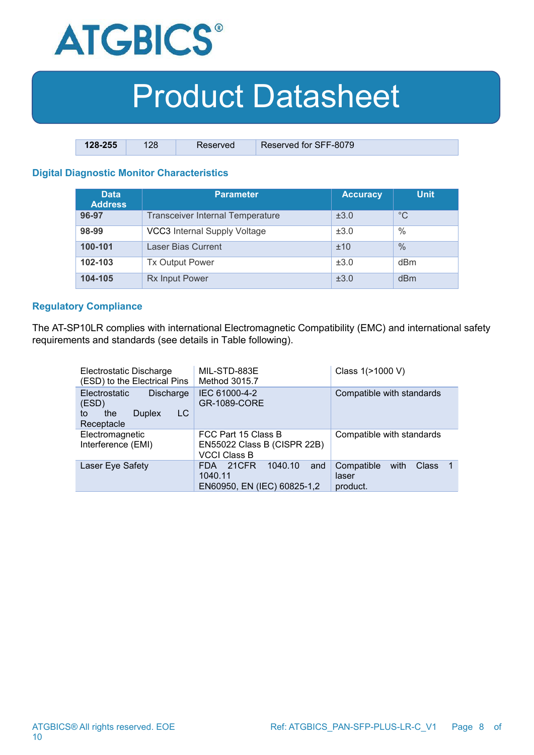| 128-255 | 128 | Reserved | Reserved for SFF-8079 |
|---|---|---|---|

### Digital Diagnostic Monitor Characteristics

| Data Address | Parameter | Accuracy | Unit |
|---|---|---|---|
| 96-97 | Transceiver Internal Temperature | ±3.0 | °C |
| 98-99 | VCC3 Internal Supply Voltage | ±3.0 | % |
| 100-101 | Laser Bias Current | ±10 | % |
| 102-103 | Tx Output Power | ±3.0 | dBm |
| 104-105 | Rx Input Power | ±3.0 | dBm |

### Regulatory Compliance

The AT-SP10LR complies with international Electromagnetic Compatibility (EMC) and international safety requirements and standards (see details in Table following).

| | | |
|---|---|---|
| Electrostatic Discharge (ESD) to the Electrical Pins | MIL-STD-883E Method 3015.7 | Class 1(>1000 V) |
| Electrostatic Discharge (ESD) to the Duplex LC Receptacle | IEC 61000-4-2 GR-1089-CORE | Compatible with standards |
| Electromagnetic Interference (EMI) | FCC Part 15 Class B EN55022 Class B (CISPR 22B) VCCI Class B | Compatible with standards |
| Laser Eye Safety | FDA 21CFR 1040.10 and 1040.11 EN60950, EN (IEC) 60825-1,2 | Compatible with Class 1 laser product. |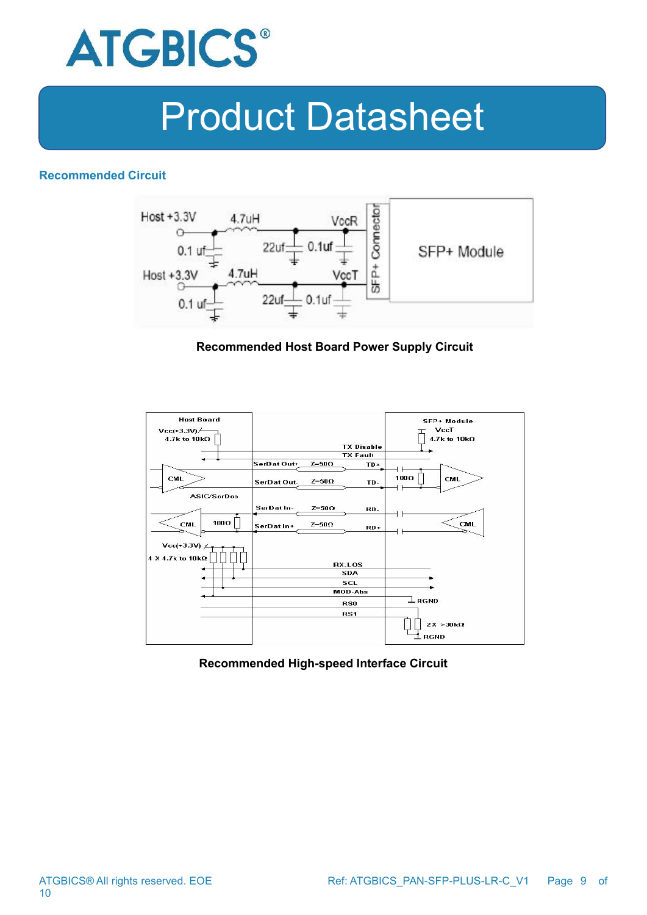## Recommended Circuit

**Recommended Host Board Power Supply Circuit**

**Recommended High-speed Interface Circuit**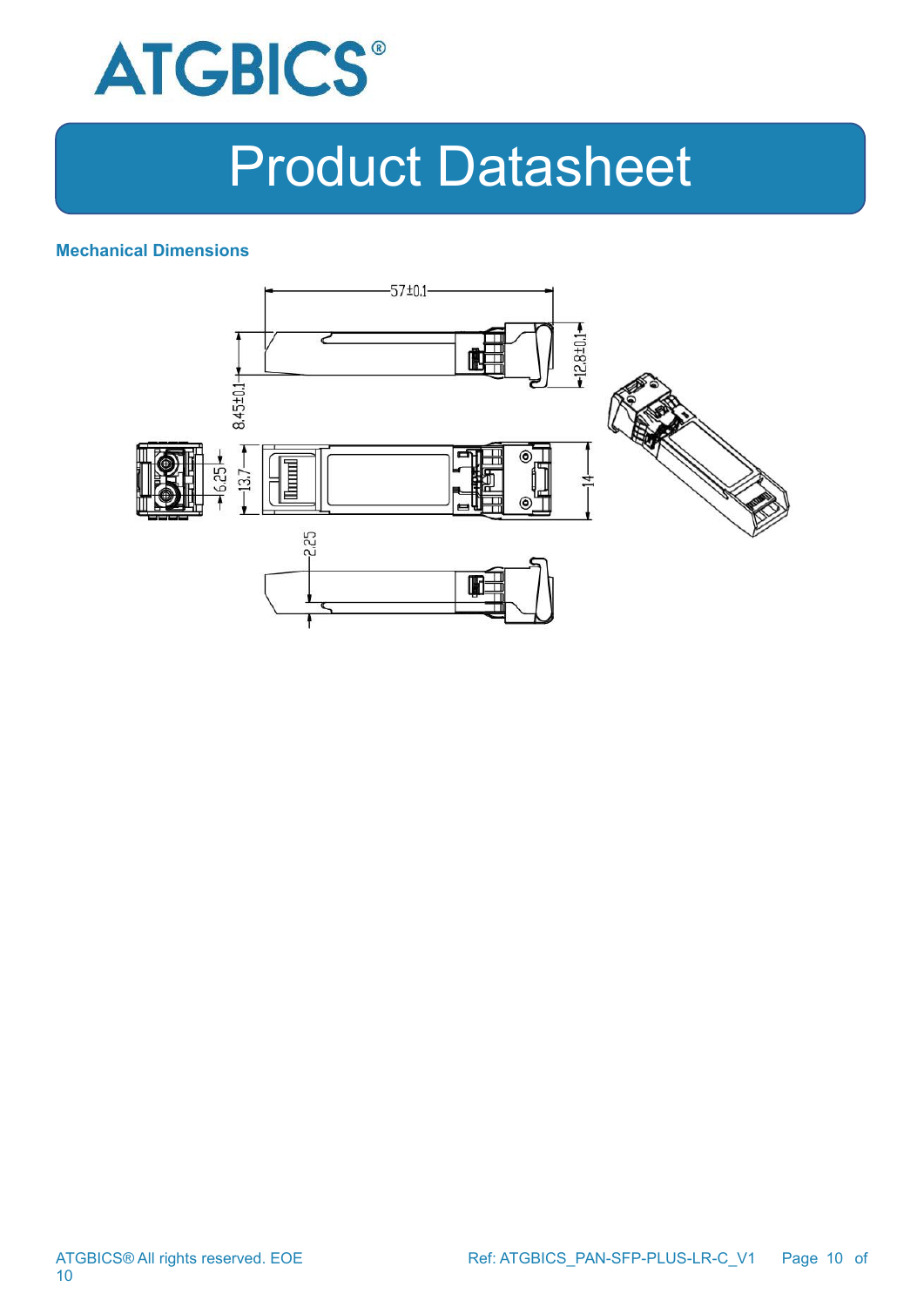## Mechanical Dimensions

57±0.1

12.8±0.1

8.45±0.1

6.25

13.7

14

2.25